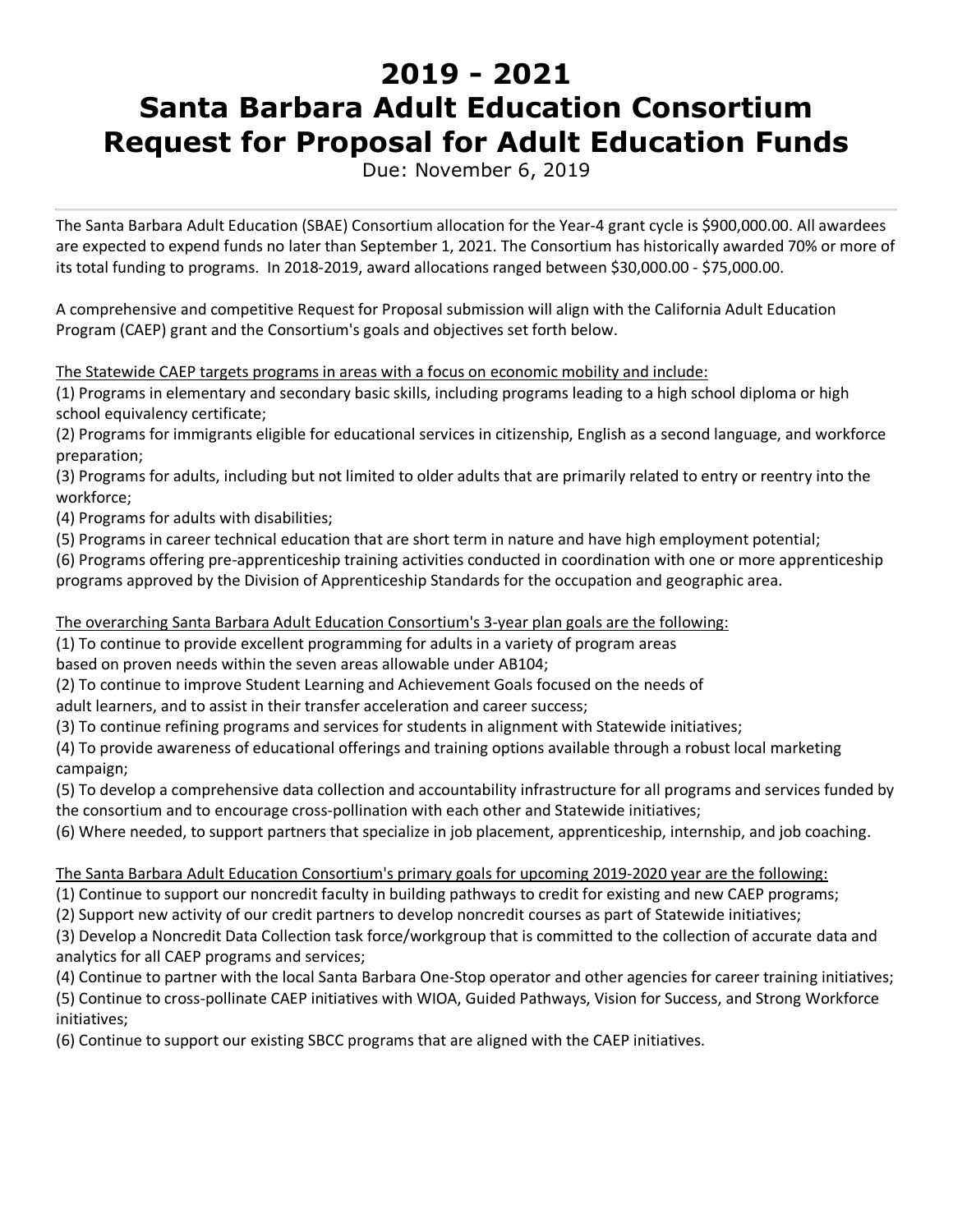# 2019 - 2021
# Santa Barbara Adult Education Consortium Request for Proposal for Adult Education Funds

Due: November 6, 2019

---

The Santa Barbara Adult Education (SBAE) Consortium allocation for the Year-4 grant cycle is $900,000.00. All awardees are expected to expend funds no later than September 1, 2021. The Consortium has historically awarded 70% or more of its total funding to programs. In 2018-2019, award allocations ranged between $30,000.00 - $75,000.00.

A comprehensive and competitive Request for Proposal submission will align with the California Adult Education Program (CAEP) grant and the Consortium's goals and objectives set forth below.

<u>The Statewide CAEP targets programs in areas with a focus on economic mobility and include:</u>

(1) Programs in elementary and secondary basic skills, including programs leading to a high school diploma or high school equivalency certificate;
(2) Programs for immigrants eligible for educational services in citizenship, English as a second language, and workforce preparation;
(3) Programs for adults, including but not limited to older adults that are primarily related to entry or reentry into the workforce;
(4) Programs for adults with disabilities;
(5) Programs in career technical education that are short term in nature and have high employment potential;
(6) Programs offering pre-apprenticeship training activities conducted in coordination with one or more apprenticeship programs approved by the Division of Apprenticeship Standards for the occupation and geographic area.

<u>The overarching Santa Barbara Adult Education Consortium's 3-year plan goals are the following:</u>

(1) To continue to provide excellent programming for adults in a variety of program areas based on proven needs within the seven areas allowable under AB104;
(2) To continue to improve Student Learning and Achievement Goals focused on the needs of adult learners, and to assist in their transfer acceleration and career success;
(3) To continue refining programs and services for students in alignment with Statewide initiatives;
(4) To provide awareness of educational offerings and training options available through a robust local marketing campaign;
(5) To develop a comprehensive data collection and accountability infrastructure for all programs and services funded by the consortium and to encourage cross-pollination with each other and Statewide initiatives;
(6) Where needed, to support partners that specialize in job placement, apprenticeship, internship, and job coaching.

<u>The Santa Barbara Adult Education Consortium's primary goals for upcoming 2019-2020 year are the following:</u>

(1) Continue to support our noncredit faculty in building pathways to credit for existing and new CAEP programs;
(2) Support new activity of our credit partners to develop noncredit courses as part of Statewide initiatives;
(3) Develop a Noncredit Data Collection task force/workgroup that is committed to the collection of accurate data and analytics for all CAEP programs and services;
(4) Continue to partner with the local Santa Barbara One-Stop operator and other agencies for career training initiatives;
(5) Continue to cross-pollinate CAEP initiatives with WIOA, Guided Pathways, Vision for Success, and Strong Workforce initiatives;
(6) Continue to support our existing SBCC programs that are aligned with the CAEP initiatives.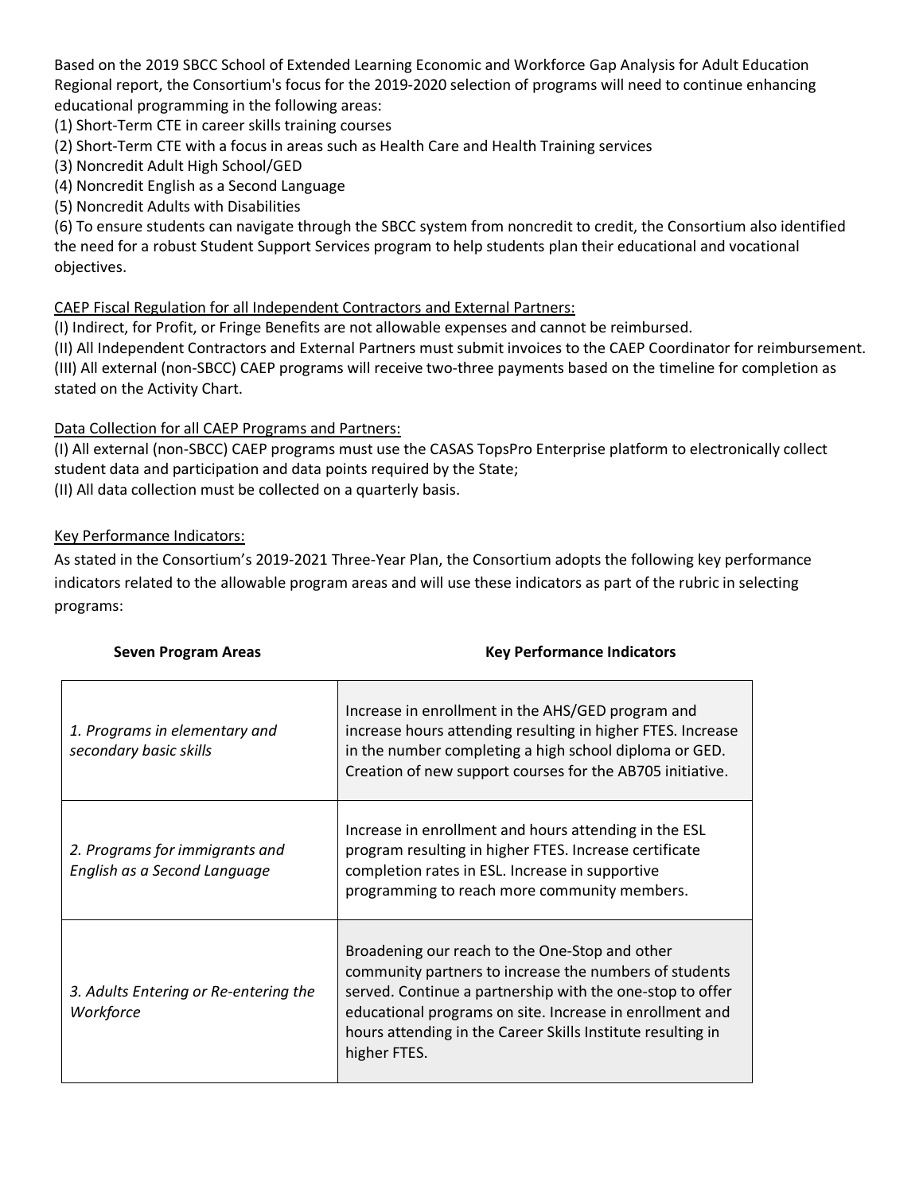Based on the 2019 SBCC School of Extended Learning Economic and Workforce Gap Analysis for Adult Education Regional report, the Consortium's focus for the 2019-2020 selection of programs will need to continue enhancing educational programming in the following areas:

(1) Short-Term CTE in career skills training courses
(2) Short-Term CTE with a focus in areas such as Health Care and Health Training services
(3) Noncredit Adult High School/GED
(4) Noncredit English as a Second Language
(5) Noncredit Adults with Disabilities
(6) To ensure students can navigate through the SBCC system from noncredit to credit, the Consortium also identified the need for a robust Student Support Services program to help students plan their educational and vocational objectives.

<u>CAEP Fiscal Regulation for all Independent Contractors and External Partners:</u>

(I) Indirect, for Profit, or Fringe Benefits are not allowable expenses and cannot be reimbursed.
(II) All Independent Contractors and External Partners must submit invoices to the CAEP Coordinator for reimbursement.
(III) All external (non-SBCC) CAEP programs will receive two-three payments based on the timeline for completion as stated on the Activity Chart.

<u>Data Collection for all CAEP Programs and Partners:</u>

(I) All external (non-SBCC) CAEP programs must use the CASAS TopsPro Enterprise platform to electronically collect student data and participation and data points required by the State;
(II) All data collection must be collected on a quarterly basis.

<u>Key Performance Indicators:</u>

As stated in the Consortium's 2019-2021 Three-Year Plan, the Consortium adopts the following key performance indicators related to the allowable program areas and will use these indicators as part of the rubric in selecting programs:

| **Seven Program Areas** | **Key Performance Indicators** |
|---|---|
| *1. Programs in elementary and secondary basic skills* | Increase in enrollment in the AHS/GED program and increase hours attending resulting in higher FTES. Increase in the number completing a high school diploma or GED. Creation of new support courses for the AB705 initiative. |
| *2. Programs for immigrants and English as a Second Language* | Increase in enrollment and hours attending in the ESL program resulting in higher FTES. Increase certificate completion rates in ESL. Increase in supportive programming to reach more community members. |
| *3. Adults Entering or Re-entering the Workforce* | Broadening our reach to the One-Stop and other community partners to increase the numbers of students served. Continue a partnership with the one-stop to offer educational programs on site. Increase in enrollment and hours attending in the Career Skills Institute resulting in higher FTES. |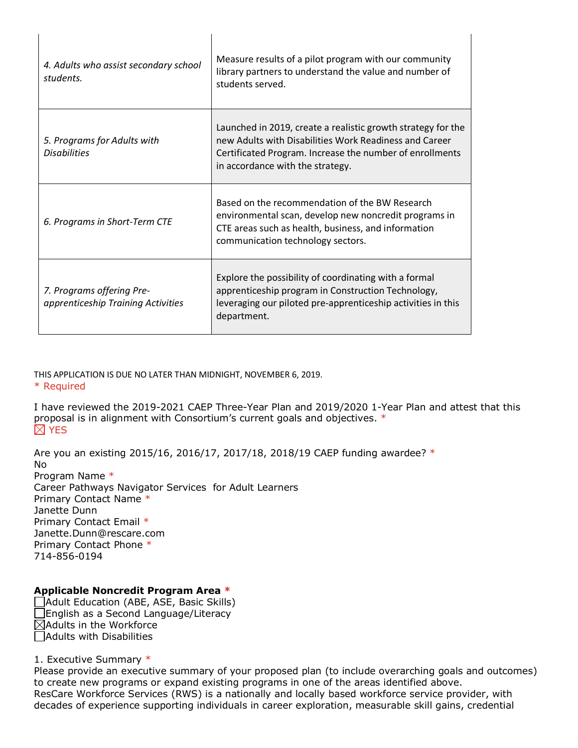| | |
|---|---|
| *4. Adults who assist secondary school students.* | Measure results of a pilot program with our community library partners to understand the value and number of students served. |
| *5. Programs for Adults with Disabilities* | Launched in 2019, create a realistic growth strategy for the new Adults with Disabilities Work Readiness and Career Certificated Program. Increase the number of enrollments in accordance with the strategy. |
| *6. Programs in Short-Term CTE* | Based on the recommendation of the BW Research environmental scan, develop new noncredit programs in CTE areas such as health, business, and information communication technology sectors. |
| *7. Programs offering Pre-apprenticeship Training Activities* | Explore the possibility of coordinating with a formal apprenticeship program in Construction Technology, leveraging our piloted pre-apprenticeship activities in this department. |

THIS APPLICATION IS DUE NO LATER THAN MIDNIGHT, NOVEMBER 6, 2019.

* Required

I have reviewed the 2019-2021 CAEP Three-Year Plan and 2019/2020 1-Year Plan and attest that this proposal is in alignment with Consortium's current goals and objectives. *

☒ YES

Are you an existing 2015/16, 2016/17, 2017/18, 2018/19 CAEP funding awardee? *

No

Program Name *

Career Pathways Navigator Services for Adult Learners

Primary Contact Name *

Janette Dunn

Primary Contact Email *

Janette.Dunn@rescare.com

Primary Contact Phone *

714-856-0194

**Applicable Noncredit Program Area** *

☐ Adult Education (ABE, ASE, Basic Skills)
☐ English as a Second Language/Literacy
☒ Adults in the Workforce
☐ Adults with Disabilities

1. Executive Summary *

Please provide an executive summary of your proposed plan (to include overarching goals and outcomes) to create new programs or expand existing programs in one of the areas identified above.

ResCare Workforce Services (RWS) is a nationally and locally based workforce service provider, with decades of experience supporting individuals in career exploration, measurable skill gains, credential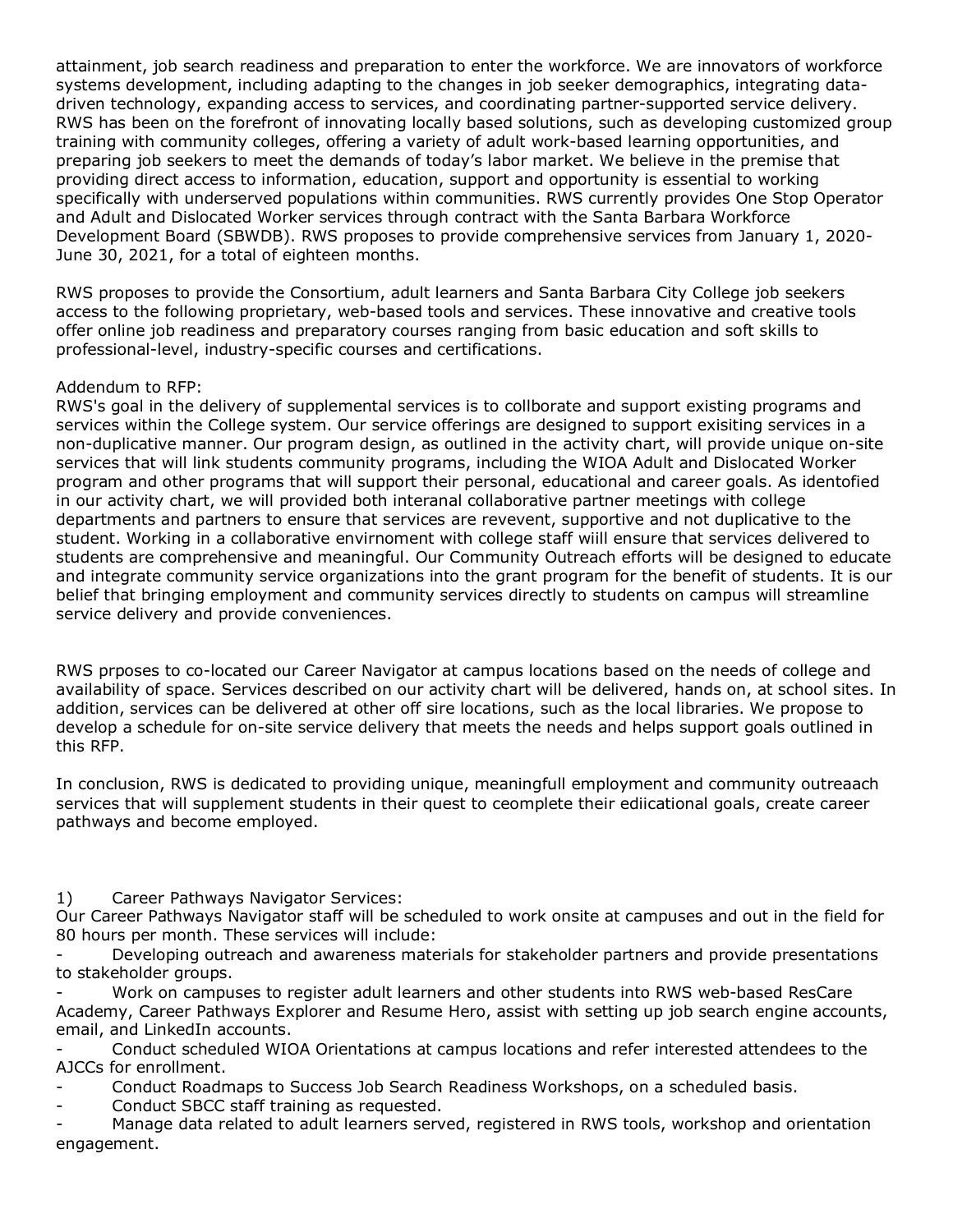attainment, job search readiness and preparation to enter the workforce. We are innovators of workforce systems development, including adapting to the changes in job seeker demographics, integrating data-driven technology, expanding access to services, and coordinating partner-supported service delivery. RWS has been on the forefront of innovating locally based solutions, such as developing customized group training with community colleges, offering a variety of adult work-based learning opportunities, and preparing job seekers to meet the demands of today's labor market. We believe in the premise that providing direct access to information, education, support and opportunity is essential to working specifically with underserved populations within communities. RWS currently provides One Stop Operator and Adult and Dislocated Worker services through contract with the Santa Barbara Workforce Development Board (SBWDB). RWS proposes to provide comprehensive services from January 1, 2020-June 30, 2021, for a total of eighteen months.

RWS proposes to provide the Consortium, adult learners and Santa Barbara City College job seekers access to the following proprietary, web-based tools and services. These innovative and creative tools offer online job readiness and preparatory courses ranging from basic education and soft skills to professional-level, industry-specific courses and certifications.

Addendum to RFP:
RWS's goal in the delivery of supplemental services is to collborate and support existing programs and services within the College system. Our service offerings are designed to support exisiting services in a non-duplicative manner. Our program design, as outlined in the activity chart, will provide unique on-site services that will link students community programs, including the WIOA Adult and Dislocated Worker program and other programs that will support their personal, educational and career goals. As identofied in our activity chart, we will provided both interanal collaborative partner meetings with college departments and partners to ensure that services are revevent, supportive and not duplicative to the student. Working in a collaborative envirnoment with college staff wiill ensure that services delivered to students are comprehensive and meaningful. Our Community Outreach efforts will be designed to educate and integrate community service organizations into the grant program for the benefit of students. It is our belief that bringing employment and community services directly to students on campus will streamline service delivery and provide conveniences.

RWS prposes to co-located our Career Navigator at campus locations based on the needs of college and availability of space. Services described on our activity chart will be delivered, hands on, at school sites. In addition, services can be delivered at other off sire locations, such as the local libraries. We propose to develop a schedule for on-site service delivery that meets the needs and helps support goals outlined in this RFP.

In conclusion, RWS is dedicated to providing unique, meaningfull employment and community outreaach services that will supplement students in their quest to ceomplete their ediicational goals, create career pathways and become employed.

1) Career Pathways Navigator Services:
Our Career Pathways Navigator staff will be scheduled to work onsite at campuses and out in the field for 80 hours per month. These services will include:

- Developing outreach and awareness materials for stakeholder partners and provide presentations to stakeholder groups.
- Work on campuses to register adult learners and other students into RWS web-based ResCare Academy, Career Pathways Explorer and Resume Hero, assist with setting up job search engine accounts, email, and LinkedIn accounts.
- Conduct scheduled WIOA Orientations at campus locations and refer interested attendees to the AJCCs for enrollment.
- Conduct Roadmaps to Success Job Search Readiness Workshops, on a scheduled basis.
- Conduct SBCC staff training as requested.
- Manage data related to adult learners served, registered in RWS tools, workshop and orientation engagement.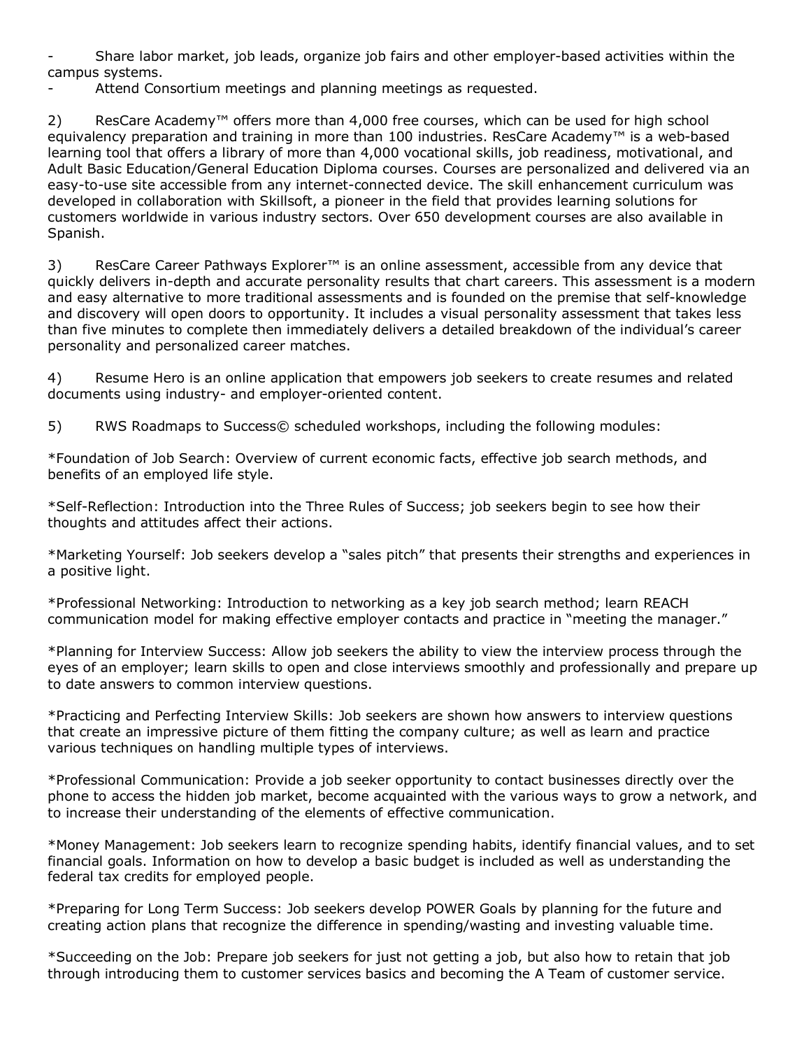- Share labor market, job leads, organize job fairs and other employer-based activities within the campus systems.
- Attend Consortium meetings and planning meetings as requested.

2) ResCare Academy™ offers more than 4,000 free courses, which can be used for high school equivalency preparation and training in more than 100 industries. ResCare Academy™ is a web-based learning tool that offers a library of more than 4,000 vocational skills, job readiness, motivational, and Adult Basic Education/General Education Diploma courses. Courses are personalized and delivered via an easy-to-use site accessible from any internet-connected device. The skill enhancement curriculum was developed in collaboration with Skillsoft, a pioneer in the field that provides learning solutions for customers worldwide in various industry sectors. Over 650 development courses are also available in Spanish.

3) ResCare Career Pathways Explorer™ is an online assessment, accessible from any device that quickly delivers in-depth and accurate personality results that chart careers. This assessment is a modern and easy alternative to more traditional assessments and is founded on the premise that self-knowledge and discovery will open doors to opportunity. It includes a visual personality assessment that takes less than five minutes to complete then immediately delivers a detailed breakdown of the individual's career personality and personalized career matches.

4) Resume Hero is an online application that empowers job seekers to create resumes and related documents using industry- and employer-oriented content.

5) RWS Roadmaps to Success© scheduled workshops, including the following modules:

*Foundation of Job Search: Overview of current economic facts, effective job search methods, and benefits of an employed life style.

*Self-Reflection: Introduction into the Three Rules of Success; job seekers begin to see how their thoughts and attitudes affect their actions.

*Marketing Yourself: Job seekers develop a "sales pitch" that presents their strengths and experiences in a positive light.

*Professional Networking: Introduction to networking as a key job search method; learn REACH communication model for making effective employer contacts and practice in "meeting the manager."

*Planning for Interview Success: Allow job seekers the ability to view the interview process through the eyes of an employer; learn skills to open and close interviews smoothly and professionally and prepare up to date answers to common interview questions.

*Practicing and Perfecting Interview Skills: Job seekers are shown how answers to interview questions that create an impressive picture of them fitting the company culture; as well as learn and practice various techniques on handling multiple types of interviews.

*Professional Communication: Provide a job seeker opportunity to contact businesses directly over the phone to access the hidden job market, become acquainted with the various ways to grow a network, and to increase their understanding of the elements of effective communication.

*Money Management: Job seekers learn to recognize spending habits, identify financial values, and to set financial goals. Information on how to develop a basic budget is included as well as understanding the federal tax credits for employed people.

*Preparing for Long Term Success: Job seekers develop POWER Goals by planning for the future and creating action plans that recognize the difference in spending/wasting and investing valuable time.

*Succeeding on the Job: Prepare job seekers for just not getting a job, but also how to retain that job through introducing them to customer services basics and becoming the A Team of customer service.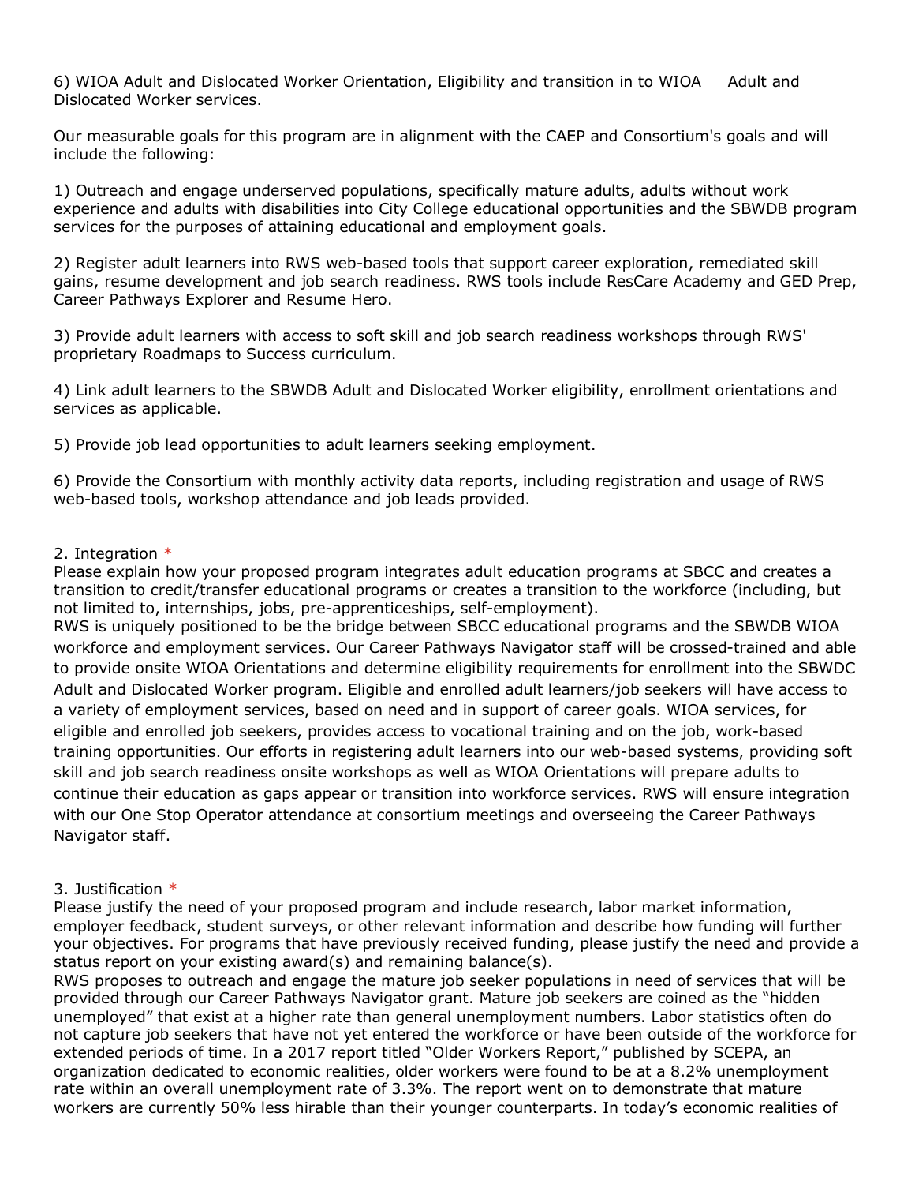6) WIOA Adult and Dislocated Worker Orientation, Eligibility and transition in to WIOA Adult and Dislocated Worker services.

Our measurable goals for this program are in alignment with the CAEP and Consortium's goals and will include the following:

1) Outreach and engage underserved populations, specifically mature adults, adults without work experience and adults with disabilities into City College educational opportunities and the SBWDB program services for the purposes of attaining educational and employment goals.

2) Register adult learners into RWS web-based tools that support career exploration, remediated skill gains, resume development and job search readiness. RWS tools include ResCare Academy and GED Prep, Career Pathways Explorer and Resume Hero.

3) Provide adult learners with access to soft skill and job search readiness workshops through RWS' proprietary Roadmaps to Success curriculum.

4) Link adult learners to the SBWDB Adult and Dislocated Worker eligibility, enrollment orientations and services as applicable.

5) Provide job lead opportunities to adult learners seeking employment.

6) Provide the Consortium with monthly activity data reports, including registration and usage of RWS web-based tools, workshop attendance and job leads provided.

2. Integration *

Please explain how your proposed program integrates adult education programs at SBCC and creates a transition to credit/transfer educational programs or creates a transition to the workforce (including, but not limited to, internships, jobs, pre-apprenticeships, self-employment).

RWS is uniquely positioned to be the bridge between SBCC educational programs and the SBWDB WIOA workforce and employment services. Our Career Pathways Navigator staff will be crossed-trained and able to provide onsite WIOA Orientations and determine eligibility requirements for enrollment into the SBWDC Adult and Dislocated Worker program. Eligible and enrolled adult learners/job seekers will have access to a variety of employment services, based on need and in support of career goals. WIOA services, for eligible and enrolled job seekers, provides access to vocational training and on the job, work-based training opportunities. Our efforts in registering adult learners into our web-based systems, providing soft skill and job search readiness onsite workshops as well as WIOA Orientations will prepare adults to continue their education as gaps appear or transition into workforce services. RWS will ensure integration with our One Stop Operator attendance at consortium meetings and overseeing the Career Pathways Navigator staff.

3. Justification *

Please justify the need of your proposed program and include research, labor market information, employer feedback, student surveys, or other relevant information and describe how funding will further your objectives. For programs that have previously received funding, please justify the need and provide a status report on your existing award(s) and remaining balance(s).

RWS proposes to outreach and engage the mature job seeker populations in need of services that will be provided through our Career Pathways Navigator grant. Mature job seekers are coined as the "hidden unemployed" that exist at a higher rate than general unemployment numbers. Labor statistics often do not capture job seekers that have not yet entered the workforce or have been outside of the workforce for extended periods of time. In a 2017 report titled "Older Workers Report," published by SCEPA, an organization dedicated to economic realities, older workers were found to be at a 8.2% unemployment rate within an overall unemployment rate of 3.3%. The report went on to demonstrate that mature workers are currently 50% less hirable than their younger counterparts. In today's economic realities of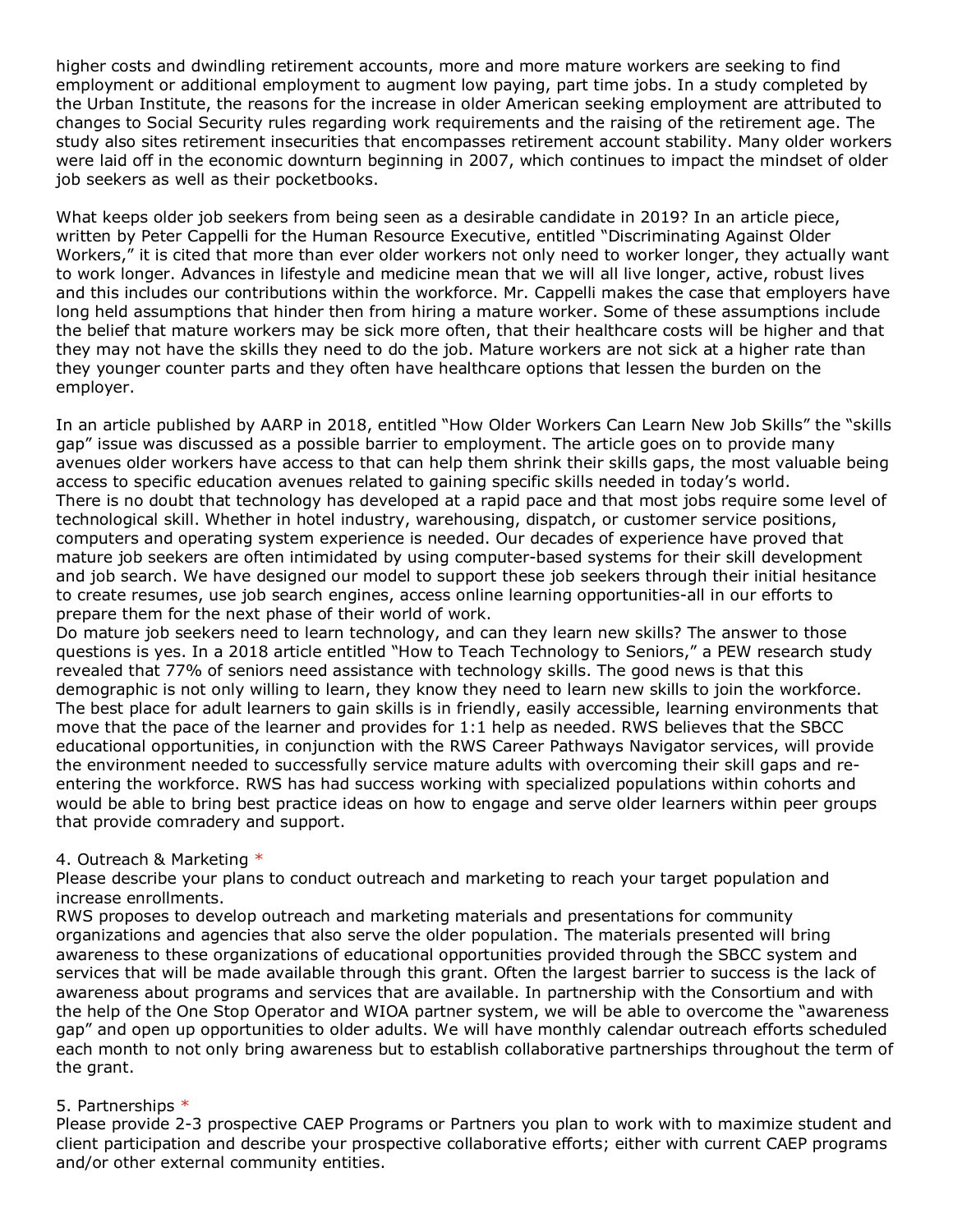higher costs and dwindling retirement accounts, more and more mature workers are seeking to find employment or additional employment to augment low paying, part time jobs. In a study completed by the Urban Institute, the reasons for the increase in older American seeking employment are attributed to changes to Social Security rules regarding work requirements and the raising of the retirement age. The study also sites retirement insecurities that encompasses retirement account stability. Many older workers were laid off in the economic downturn beginning in 2007, which continues to impact the mindset of older job seekers as well as their pocketbooks.

What keeps older job seekers from being seen as a desirable candidate in 2019? In an article piece, written by Peter Cappelli for the Human Resource Executive, entitled "Discriminating Against Older Workers," it is cited that more than ever older workers not only need to worker longer, they actually want to work longer. Advances in lifestyle and medicine mean that we will all live longer, active, robust lives and this includes our contributions within the workforce. Mr. Cappelli makes the case that employers have long held assumptions that hinder then from hiring a mature worker. Some of these assumptions include the belief that mature workers may be sick more often, that their healthcare costs will be higher and that they may not have the skills they need to do the job. Mature workers are not sick at a higher rate than they younger counter parts and they often have healthcare options that lessen the burden on the employer.

In an article published by AARP in 2018, entitled "How Older Workers Can Learn New Job Skills" the "skills gap" issue was discussed as a possible barrier to employment. The article goes on to provide many avenues older workers have access to that can help them shrink their skills gaps, the most valuable being access to specific education avenues related to gaining specific skills needed in today's world.
There is no doubt that technology has developed at a rapid pace and that most jobs require some level of technological skill. Whether in hotel industry, warehousing, dispatch, or customer service positions, computers and operating system experience is needed. Our decades of experience have proved that mature job seekers are often intimidated by using computer-based systems for their skill development and job search. We have designed our model to support these job seekers through their initial hesitance to create resumes, use job search engines, access online learning opportunities-all in our efforts to prepare them for the next phase of their world of work.
Do mature job seekers need to learn technology, and can they learn new skills? The answer to those questions is yes. In a 2018 article entitled "How to Teach Technology to Seniors," a PEW research study revealed that 77% of seniors need assistance with technology skills. The good news is that this demographic is not only willing to learn, they know they need to learn new skills to join the workforce. The best place for adult learners to gain skills is in friendly, easily accessible, learning environments that move that the pace of the learner and provides for 1:1 help as needed. RWS believes that the SBCC educational opportunities, in conjunction with the RWS Career Pathways Navigator services, will provide the environment needed to successfully service mature adults with overcoming their skill gaps and re-entering the workforce. RWS has had success working with specialized populations within cohorts and would be able to bring best practice ideas on how to engage and serve older learners within peer groups that provide comradery and support.

4. Outreach & Marketing *
Please describe your plans to conduct outreach and marketing to reach your target population and increase enrollments.
RWS proposes to develop outreach and marketing materials and presentations for community organizations and agencies that also serve the older population. The materials presented will bring awareness to these organizations of educational opportunities provided through the SBCC system and services that will be made available through this grant. Often the largest barrier to success is the lack of awareness about programs and services that are available. In partnership with the Consortium and with the help of the One Stop Operator and WIOA partner system, we will be able to overcome the "awareness gap" and open up opportunities to older adults. We will have monthly calendar outreach efforts scheduled each month to not only bring awareness but to establish collaborative partnerships throughout the term of the grant.

5. Partnerships *
Please provide 2-3 prospective CAEP Programs or Partners you plan to work with to maximize student and client participation and describe your prospective collaborative efforts; either with current CAEP programs and/or other external community entities.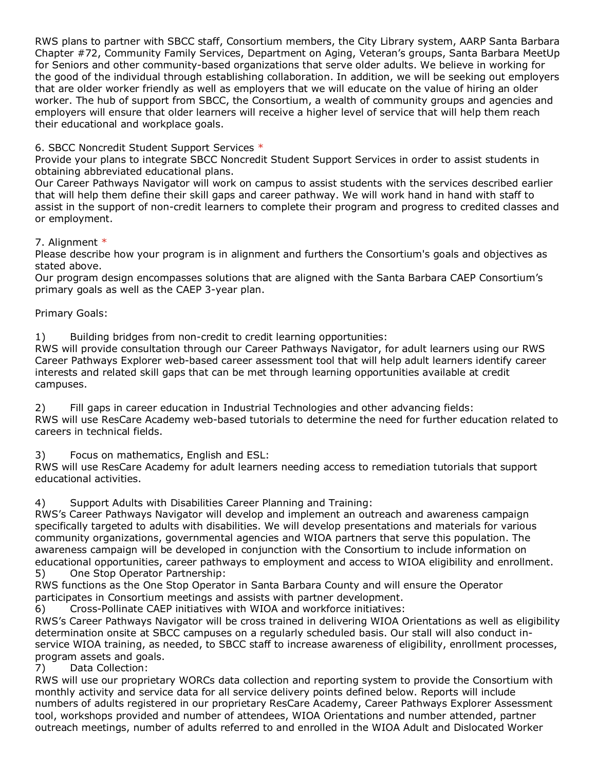RWS plans to partner with SBCC staff, Consortium members, the City Library system, AARP Santa Barbara Chapter #72, Community Family Services, Department on Aging, Veteran's groups, Santa Barbara MeetUp for Seniors and other community-based organizations that serve older adults. We believe in working for the good of the individual through establishing collaboration. In addition, we will be seeking out employers that are older worker friendly as well as employers that we will educate on the value of hiring an older worker. The hub of support from SBCC, the Consortium, a wealth of community groups and agencies and employers will ensure that older learners will receive a higher level of service that will help them reach their educational and workplace goals.

6. SBCC Noncredit Student Support Services *

Provide your plans to integrate SBCC Noncredit Student Support Services in order to assist students in obtaining abbreviated educational plans.

Our Career Pathways Navigator will work on campus to assist students with the services described earlier that will help them define their skill gaps and career pathway. We will work hand in hand with staff to assist in the support of non-credit learners to complete their program and progress to credited classes and or employment.

7. Alignment *

Please describe how your program is in alignment and furthers the Consortium's goals and objectives as stated above.

Our program design encompasses solutions that are aligned with the Santa Barbara CAEP Consortium's primary goals as well as the CAEP 3-year plan.

Primary Goals:

1) Building bridges from non-credit to credit learning opportunities:
RWS will provide consultation through our Career Pathways Navigator, for adult learners using our RWS Career Pathways Explorer web-based career assessment tool that will help adult learners identify career interests and related skill gaps that can be met through learning opportunities available at credit campuses.

2) Fill gaps in career education in Industrial Technologies and other advancing fields:
RWS will use ResCare Academy web-based tutorials to determine the need for further education related to careers in technical fields.

3) Focus on mathematics, English and ESL:
RWS will use ResCare Academy for adult learners needing access to remediation tutorials that support educational activities.

4) Support Adults with Disabilities Career Planning and Training:
RWS's Career Pathways Navigator will develop and implement an outreach and awareness campaign specifically targeted to adults with disabilities. We will develop presentations and materials for various community organizations, governmental agencies and WIOA partners that serve this population. The awareness campaign will be developed in conjunction with the Consortium to include information on educational opportunities, career pathways to employment and access to WIOA eligibility and enrollment.

5) One Stop Operator Partnership:
RWS functions as the One Stop Operator in Santa Barbara County and will ensure the Operator participates in Consortium meetings and assists with partner development.

6) Cross-Pollinate CAEP initiatives with WIOA and workforce initiatives:
RWS's Career Pathways Navigator will be cross trained in delivering WIOA Orientations as well as eligibility determination onsite at SBCC campuses on a regularly scheduled basis. Our stall will also conduct in-service WIOA training, as needed, to SBCC staff to increase awareness of eligibility, enrollment processes, program assets and goals.

7) Data Collection:
RWS will use our proprietary WORCs data collection and reporting system to provide the Consortium with monthly activity and service data for all service delivery points defined below. Reports will include numbers of adults registered in our proprietary ResCare Academy, Career Pathways Explorer Assessment tool, workshops provided and number of attendees, WIOA Orientations and number attended, partner outreach meetings, number of adults referred to and enrolled in the WIOA Adult and Dislocated Worker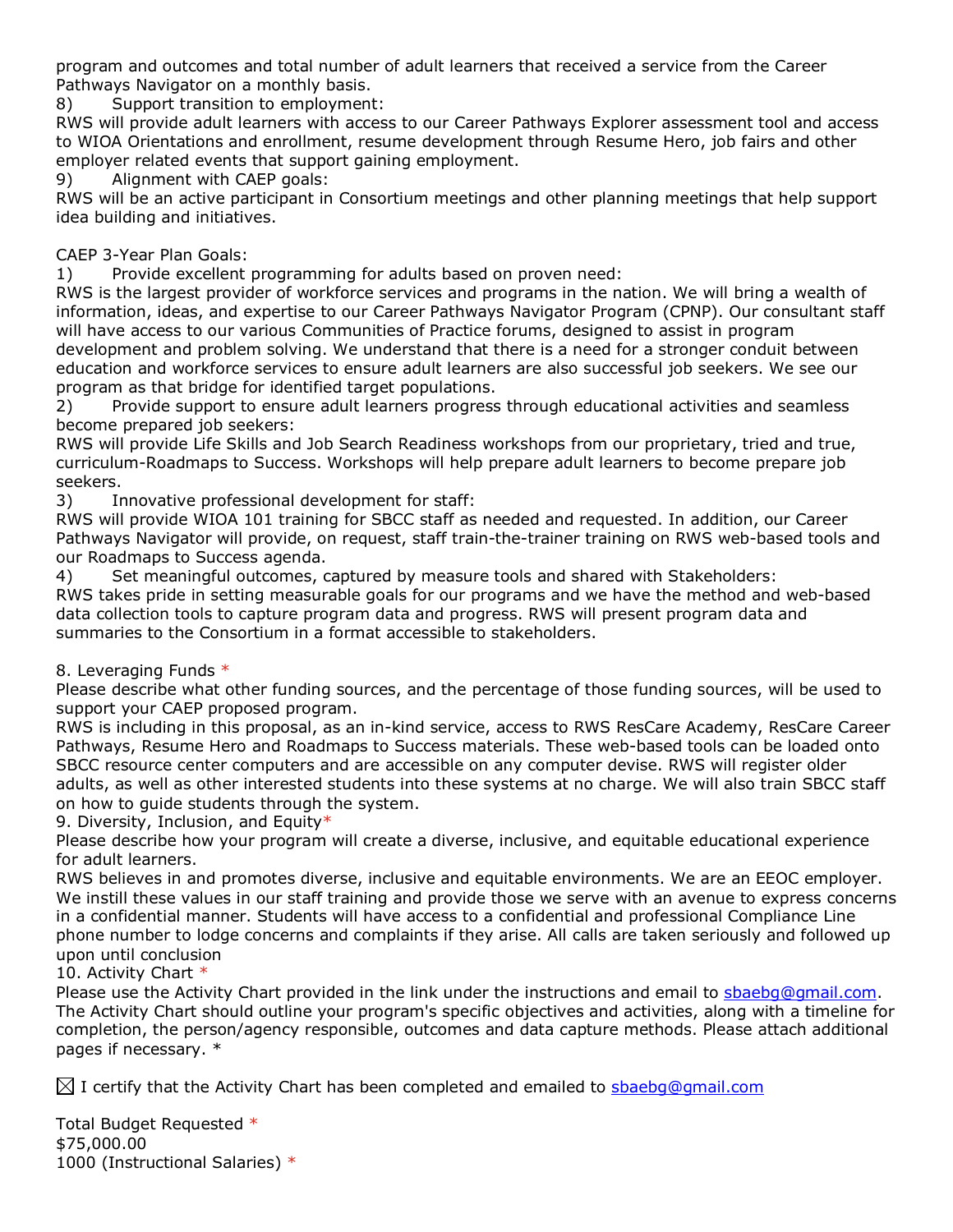program and outcomes and total number of adult learners that received a service from the Career Pathways Navigator on a monthly basis.

8) Support transition to employment:

RWS will provide adult learners with access to our Career Pathways Explorer assessment tool and access to WIOA Orientations and enrollment, resume development through Resume Hero, job fairs and other employer related events that support gaining employment.

9) Alignment with CAEP goals:

RWS will be an active participant in Consortium meetings and other planning meetings that help support idea building and initiatives.

CAEP 3-Year Plan Goals:

1) Provide excellent programming for adults based on proven need:

RWS is the largest provider of workforce services and programs in the nation. We will bring a wealth of information, ideas, and expertise to our Career Pathways Navigator Program (CPNP). Our consultant staff will have access to our various Communities of Practice forums, designed to assist in program development and problem solving. We understand that there is a need for a stronger conduit between education and workforce services to ensure adult learners are also successful job seekers. We see our program as that bridge for identified target populations.

2) Provide support to ensure adult learners progress through educational activities and seamless become prepared job seekers:

RWS will provide Life Skills and Job Search Readiness workshops from our proprietary, tried and true, curriculum-Roadmaps to Success. Workshops will help prepare adult learners to become prepare job seekers.

3) Innovative professional development for staff:

RWS will provide WIOA 101 training for SBCC staff as needed and requested. In addition, our Career Pathways Navigator will provide, on request, staff train-the-trainer training on RWS web-based tools and our Roadmaps to Success agenda.

4) Set meaningful outcomes, captured by measure tools and shared with Stakeholders:

RWS takes pride in setting measurable goals for our programs and we have the method and web-based data collection tools to capture program data and progress. RWS will present program data and summaries to the Consortium in a format accessible to stakeholders.

8. Leveraging Funds *

Please describe what other funding sources, and the percentage of those funding sources, will be used to support your CAEP proposed program.

RWS is including in this proposal, as an in-kind service, access to RWS ResCare Academy, ResCare Career Pathways, Resume Hero and Roadmaps to Success materials. These web-based tools can be loaded onto SBCC resource center computers and are accessible on any computer devise. RWS will register older adults, as well as other interested students into these systems at no charge. We will also train SBCC staff on how to guide students through the system.

9. Diversity, Inclusion, and Equity*

Please describe how your program will create a diverse, inclusive, and equitable educational experience for adult learners.

RWS believes in and promotes diverse, inclusive and equitable environments. We are an EEOC employer. We instill these values in our staff training and provide those we serve with an avenue to express concerns in a confidential manner. Students will have access to a confidential and professional Compliance Line phone number to lodge concerns and complaints if they arise. All calls are taken seriously and followed up upon until conclusion

10. Activity Chart *

Please use the Activity Chart provided in the link under the instructions and email to sbaebg@gmail.com. The Activity Chart should outline your program's specific objectives and activities, along with a timeline for completion, the person/agency responsible, outcomes and data capture methods. Please attach additional pages if necessary. *

☒ I certify that the Activity Chart has been completed and emailed to sbaebg@gmail.com

Total Budget Requested *

$75,000.00

1000 (Instructional Salaries) *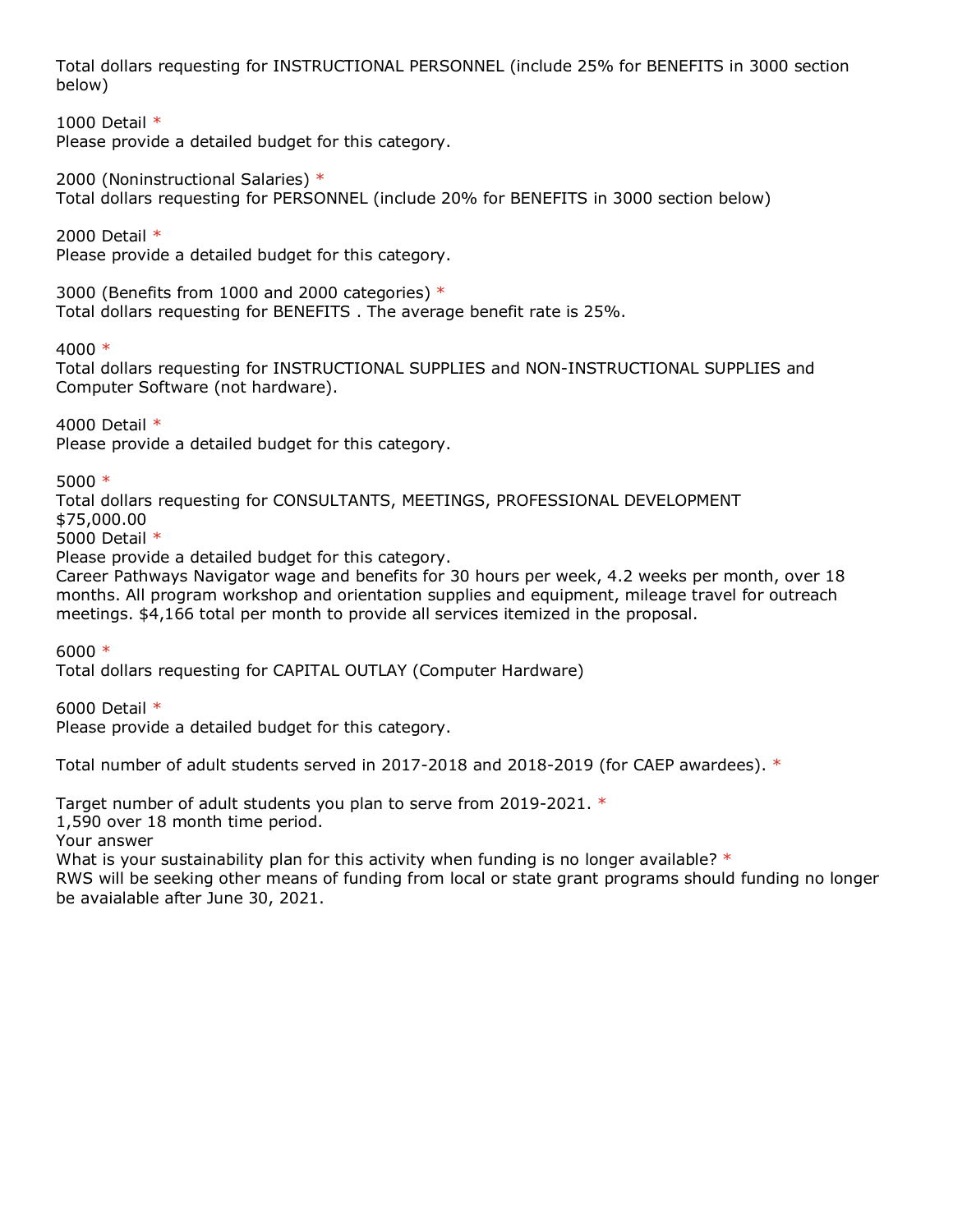Total dollars requesting for INSTRUCTIONAL PERSONNEL (include 25% for BENEFITS in 3000 section below)

1000 Detail *
Please provide a detailed budget for this category.

2000 (Noninstructional Salaries) *
Total dollars requesting for PERSONNEL (include 20% for BENEFITS in 3000 section below)

2000 Detail *
Please provide a detailed budget for this category.

3000 (Benefits from 1000 and 2000 categories) *
Total dollars requesting for BENEFITS . The average benefit rate is 25%.

4000 *
Total dollars requesting for INSTRUCTIONAL SUPPLIES and NON-INSTRUCTIONAL SUPPLIES and Computer Software (not hardware).

4000 Detail *
Please provide a detailed budget for this category.

5000 *
Total dollars requesting for CONSULTANTS, MEETINGS, PROFESSIONAL DEVELOPMENT
$75,000.00
5000 Detail *
Please provide a detailed budget for this category.
Career Pathways Navigator wage and benefits for 30 hours per week, 4.2 weeks per month, over 18 months. All program workshop and orientation supplies and equipment, mileage travel for outreach meetings. $4,166 total per month to provide all services itemized in the proposal.

6000 *
Total dollars requesting for CAPITAL OUTLAY (Computer Hardware)

6000 Detail *
Please provide a detailed budget for this category.

Total number of adult students served in 2017-2018 and 2018-2019 (for CAEP awardees). *

Target number of adult students you plan to serve from 2019-2021. *
1,590 over 18 month time period.
Your answer
What is your sustainability plan for this activity when funding is no longer available? *
RWS will be seeking other means of funding from local or state grant programs should funding no longer be avaialable after June 30, 2021.